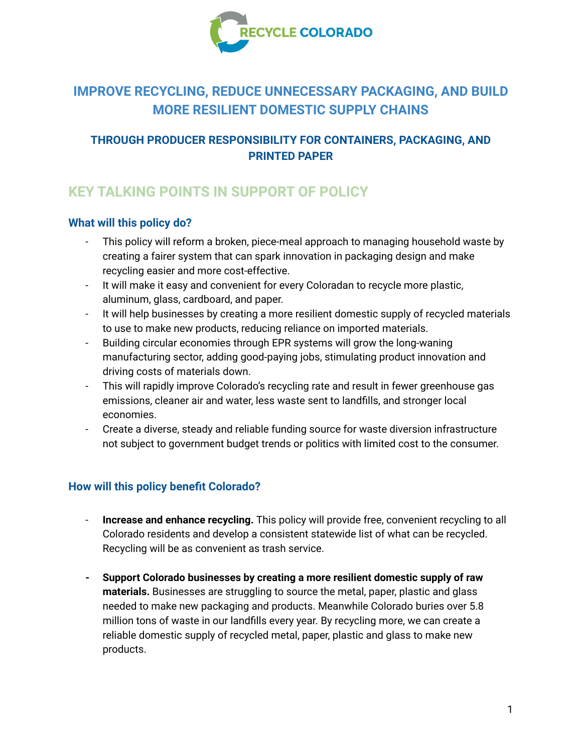RECYCLE COLORADO

# IMPROVE RECYCLING, REDUCE UNNECESSARY PACKAGING, AND BUILD MORE RESILIENT DOMESTIC SUPPLY CHAINS

### THROUGH PRODUCER RESPONSIBILITY FOR CONTAINERS, PACKAGING, AND PRINTED PAPER

## KEY TALKING POINTS IN SUPPORT OF POLICY

### What will this policy do?

- This policy will reform a broken, piece-meal approach to managing household waste by creating a fairer system that can spark innovation in packaging design and make recycling easier and more cost-effective.
- It will make it easy and convenient for every Coloradan to recycle more plastic, aluminum, glass, cardboard, and paper.
- It will help businesses by creating a more resilient domestic supply of recycled materials to use to make new products, reducing reliance on imported materials.
- Building circular economies through EPR systems will grow the long-waning manufacturing sector, adding good-paying jobs, stimulating product innovation and driving costs of materials down.
- This will rapidly improve Colorado's recycling rate and result in fewer greenhouse gas emissions, cleaner air and water, less waste sent to landfills, and stronger local economies.
- Create a diverse, steady and reliable funding source for waste diversion infrastructure not subject to government budget trends or politics with limited cost to the consumer.

### How will this policy benefit Colorado?

- **Increase and enhance recycling.** This policy will provide free, convenient recycling to all Colorado residents and develop a consistent statewide list of what can be recycled. Recycling will be as convenient as trash service.

- **Support Colorado businesses by creating a more resilient domestic supply of raw materials.** Businesses are struggling to source the metal, paper, plastic and glass needed to make new packaging and products. Meanwhile Colorado buries over 5.8 million tons of waste in our landfills every year. By recycling more, we can create a reliable domestic supply of recycled metal, paper, plastic and glass to make new products.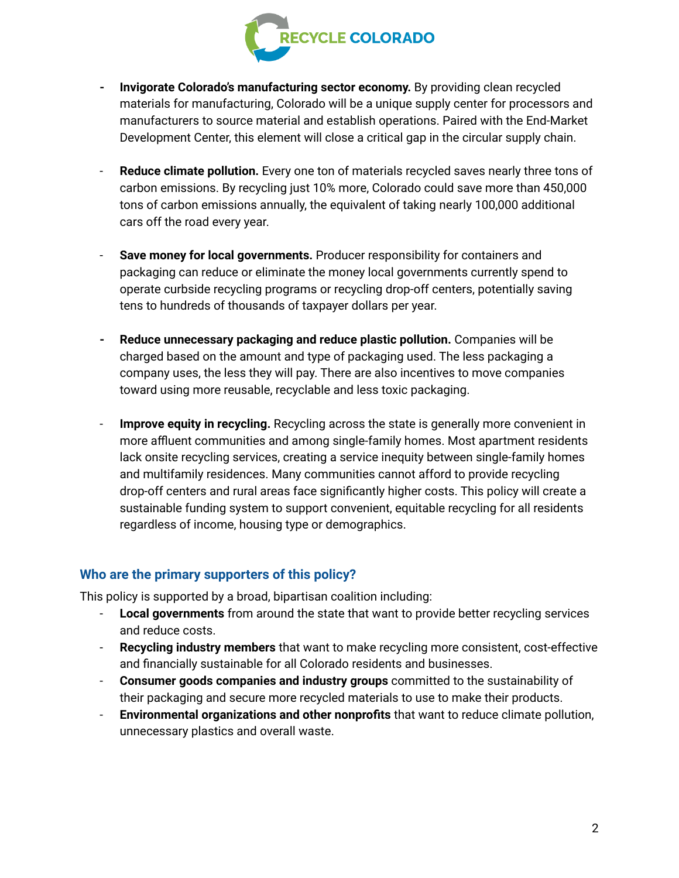- **Invigorate Colorado's manufacturing sector economy.** By providing clean recycled materials for manufacturing, Colorado will be a unique supply center for processors and manufacturers to source material and establish operations. Paired with the End-Market Development Center, this element will close a critical gap in the circular supply chain.

- **Reduce climate pollution.** Every one ton of materials recycled saves nearly three tons of carbon emissions. By recycling just 10% more, Colorado could save more than 450,000 tons of carbon emissions annually, the equivalent of taking nearly 100,000 additional cars off the road every year.

- **Save money for local governments.** Producer responsibility for containers and packaging can reduce or eliminate the money local governments currently spend to operate curbside recycling programs or recycling drop-off centers, potentially saving tens to hundreds of thousands of taxpayer dollars per year.

- **Reduce unnecessary packaging and reduce plastic pollution.** Companies will be charged based on the amount and type of packaging used. The less packaging a company uses, the less they will pay. There are also incentives to move companies toward using more reusable, recyclable and less toxic packaging.

- **Improve equity in recycling.** Recycling across the state is generally more convenient in more affluent communities and among single-family homes. Most apartment residents lack onsite recycling services, creating a service inequity between single-family homes and multifamily residences. Many communities cannot afford to provide recycling drop-off centers and rural areas face significantly higher costs. This policy will create a sustainable funding system to support convenient, equitable recycling for all residents regardless of income, housing type or demographics.

### Who are the primary supporters of this policy?

This policy is supported by a broad, bipartisan coalition including:

- **Local governments** from around the state that want to provide better recycling services and reduce costs.
- **Recycling industry members** that want to make recycling more consistent, cost-effective and financially sustainable for all Colorado residents and businesses.
- **Consumer goods companies and industry groups** committed to the sustainability of their packaging and secure more recycled materials to use to make their products.
- **Environmental organizations and other nonprofits** that want to reduce climate pollution, unnecessary plastics and overall waste.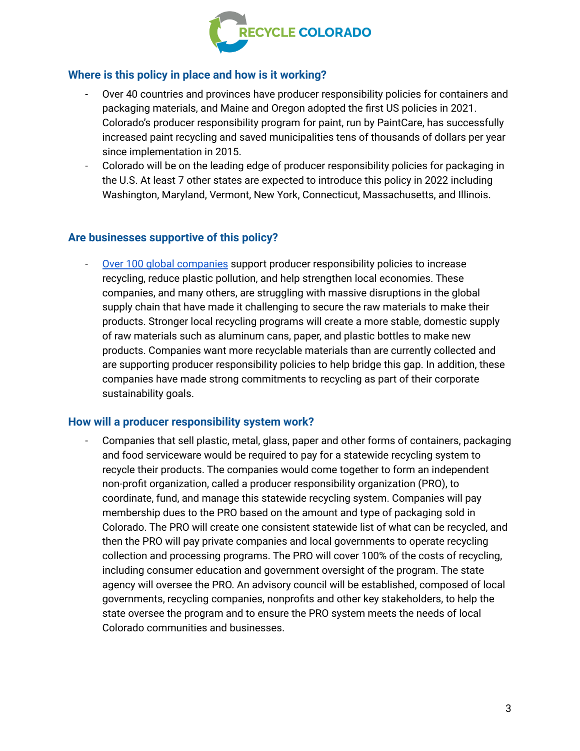### Where is this policy in place and how is it working?

- Over 40 countries and provinces have producer responsibility policies for containers and packaging materials, and Maine and Oregon adopted the first US policies in 2021. Colorado's producer responsibility program for paint, run by PaintCare, has successfully increased paint recycling and saved municipalities tens of thousands of dollars per year since implementation in 2015.
- Colorado will be on the leading edge of producer responsibility policies for packaging in the U.S. At least 7 other states are expected to introduce this policy in 2022 including Washington, Maryland, Vermont, New York, Connecticut, Massachusetts, and Illinois.

### Are businesses supportive of this policy?

- Over 100 global companies support producer responsibility policies to increase recycling, reduce plastic pollution, and help strengthen local economies. These companies, and many others, are struggling with massive disruptions in the global supply chain that have made it challenging to secure the raw materials to make their products. Stronger local recycling programs will create a more stable, domestic supply of raw materials such as aluminum cans, paper, and plastic bottles to make new products. Companies want more recyclable materials than are currently collected and are supporting producer responsibility policies to help bridge this gap. In addition, these companies have made strong commitments to recycling as part of their corporate sustainability goals.

### How will a producer responsibility system work?

- Companies that sell plastic, metal, glass, paper and other forms of containers, packaging and food serviceware would be required to pay for a statewide recycling system to recycle their products. The companies would come together to form an independent non-profit organization, called a producer responsibility organization (PRO), to coordinate, fund, and manage this statewide recycling system. Companies will pay membership dues to the PRO based on the amount and type of packaging sold in Colorado. The PRO will create one consistent statewide list of what can be recycled, and then the PRO will pay private companies and local governments to operate recycling collection and processing programs. The PRO will cover 100% of the costs of recycling, including consumer education and government oversight of the program. The state agency will oversee the PRO. An advisory council will be established, composed of local governments, recycling companies, nonprofits and other key stakeholders, to help the state oversee the program and to ensure the PRO system meets the needs of local Colorado communities and businesses.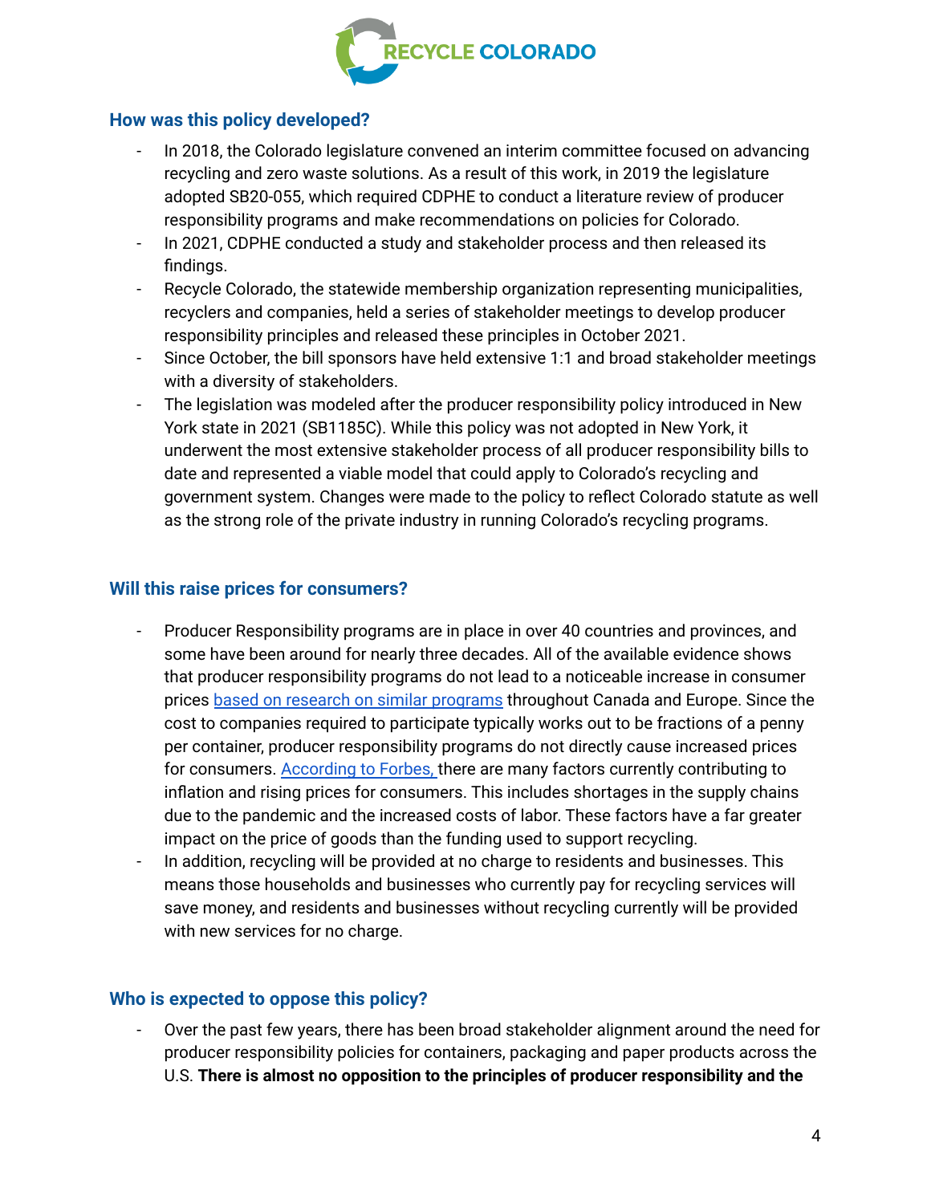## How was this policy developed?

- In 2018, the Colorado legislature convened an interim committee focused on advancing recycling and zero waste solutions. As a result of this work, in 2019 the legislature adopted SB20-055, which required CDPHE to conduct a literature review of producer responsibility programs and make recommendations on policies for Colorado.
- In 2021, CDPHE conducted a study and stakeholder process and then released its findings.
- Recycle Colorado, the statewide membership organization representing municipalities, recyclers and companies, held a series of stakeholder meetings to develop producer responsibility principles and released these principles in October 2021.
- Since October, the bill sponsors have held extensive 1:1 and broad stakeholder meetings with a diversity of stakeholders.
- The legislation was modeled after the producer responsibility policy introduced in New York state in 2021 (SB1185C). While this policy was not adopted in New York, it underwent the most extensive stakeholder process of all producer responsibility bills to date and represented a viable model that could apply to Colorado's recycling and government system. Changes were made to the policy to reflect Colorado statute as well as the strong role of the private industry in running Colorado's recycling programs.

## Will this raise prices for consumers?

- Producer Responsibility programs are in place in over 40 countries and provinces, and some have been around for nearly three decades. All of the available evidence shows that producer responsibility programs do not lead to a noticeable increase in consumer prices based on research on similar programs throughout Canada and Europe. Since the cost to companies required to participate typically works out to be fractions of a penny per container, producer responsibility programs do not directly cause increased prices for consumers. According to Forbes, there are many factors currently contributing to inflation and rising prices for consumers. This includes shortages in the supply chains due to the pandemic and the increased costs of labor. These factors have a far greater impact on the price of goods than the funding used to support recycling.
- In addition, recycling will be provided at no charge to residents and businesses. This means those households and businesses who currently pay for recycling services will save money, and residents and businesses without recycling currently will be provided with new services for no charge.

## Who is expected to oppose this policy?

- Over the past few years, there has been broad stakeholder alignment around the need for producer responsibility policies for containers, packaging and paper products across the U.S. **There is almost no opposition to the principles of producer responsibility and the**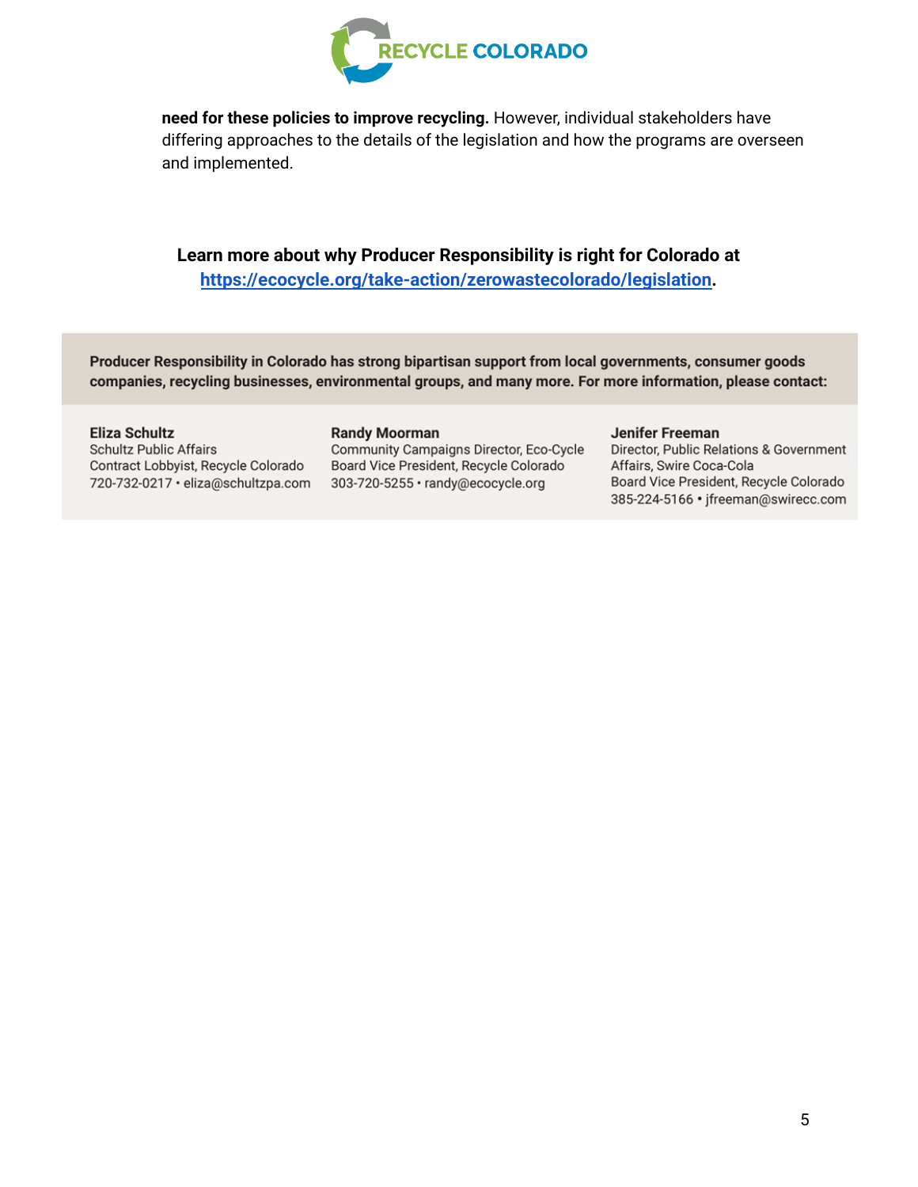**need for these policies to improve recycling.** However, individual stakeholders have differing approaches to the details of the legislation and how the programs are overseen and implemented.

**Learn more about why Producer Responsibility is right for Colorado at [https://ecocycle.org/take-action/zerowastecolorado/legislation](https://ecocycle.org/take-action/zerowastecolorado/legislation).**

**Producer Responsibility in Colorado has strong bipartisan support from local governments, consumer goods companies, recycling businesses, environmental groups, and many more. For more information, please contact:**

**Eliza Schultz**
Schultz Public Affairs
Contract Lobbyist, Recycle Colorado
720-732-0217 • eliza@schultzpa.com

**Randy Moorman**
Community Campaigns Director, Eco-Cycle
Board Vice President, Recycle Colorado
303-720-5255 • randy@ecocycle.org

**Jenifer Freeman**
Director, Public Relations & Government Affairs, Swire Coca-Cola
Board Vice President, Recycle Colorado
385-224-5166 • jfreeman@swirecc.com